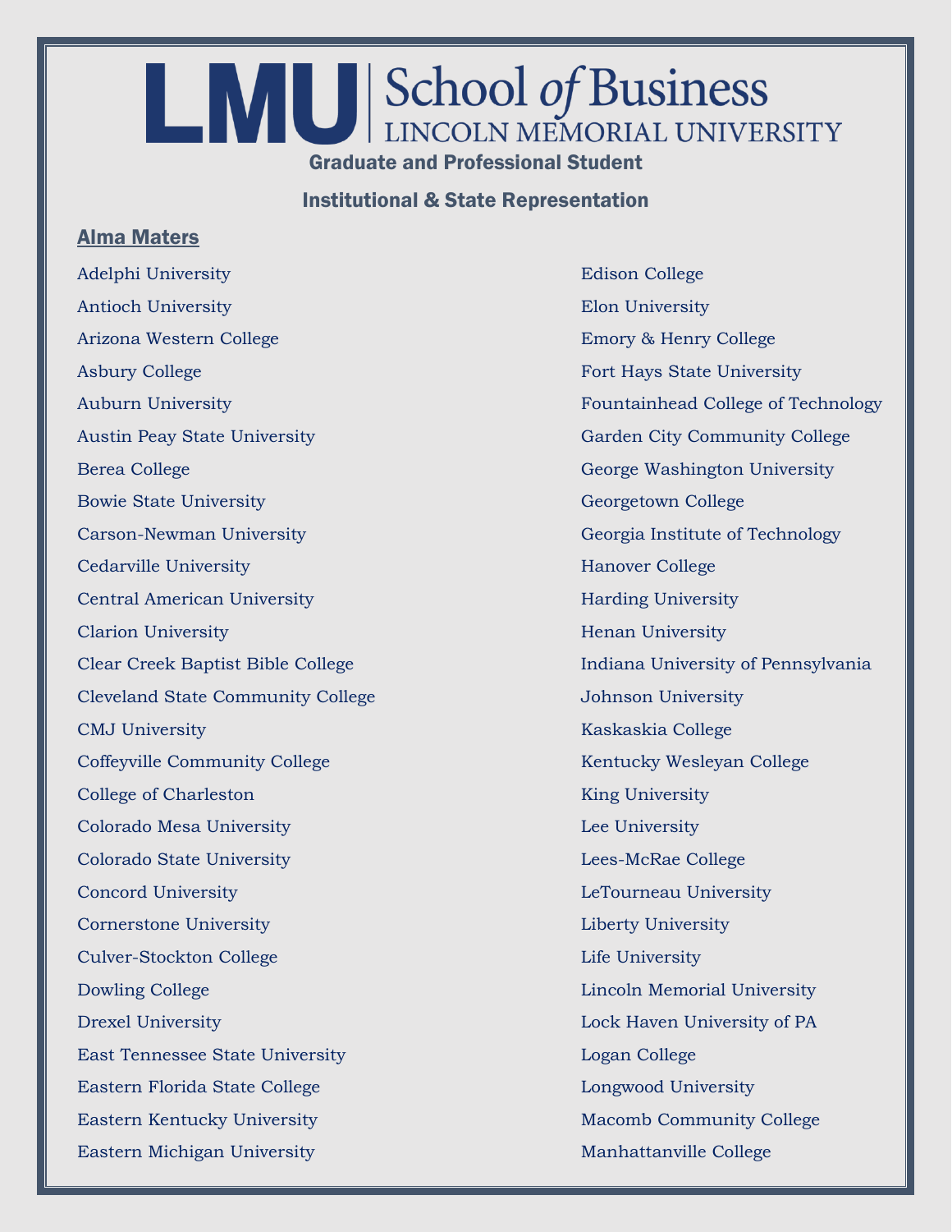# LMU | School of Business
## LINCOLN MEMORIAL UNIVERSITY

### Graduate and Professional Student

### Institutional & State Representation

**Alma Maters**

Adelphi University
Antioch University
Arizona Western College
Asbury College
Auburn University
Austin Peay State University
Berea College
Bowie State University
Carson-Newman University
Cedarville University
Central American University
Clarion University
Clear Creek Baptist Bible College
Cleveland State Community College
CMJ University
Coffeyville Community College
College of Charleston
Colorado Mesa University
Colorado State University
Concord University
Cornerstone University
Culver-Stockton College
Dowling College
Drexel University
East Tennessee State University
Eastern Florida State College
Eastern Kentucky University
Eastern Michigan University
Edison College
Elon University
Emory & Henry College
Fort Hays State University
Fountainhead College of Technology
Garden City Community College
George Washington University
Georgetown College
Georgia Institute of Technology
Hanover College
Harding University
Henan University
Indiana University of Pennsylvania
Johnson University
Kaskaskia College
Kentucky Wesleyan College
King University
Lee University
Lees-McRae College
LeTourneau University
Liberty University
Life University
Lincoln Memorial University
Lock Haven University of PA
Logan College
Longwood University
Macomb Community College
Manhattanville College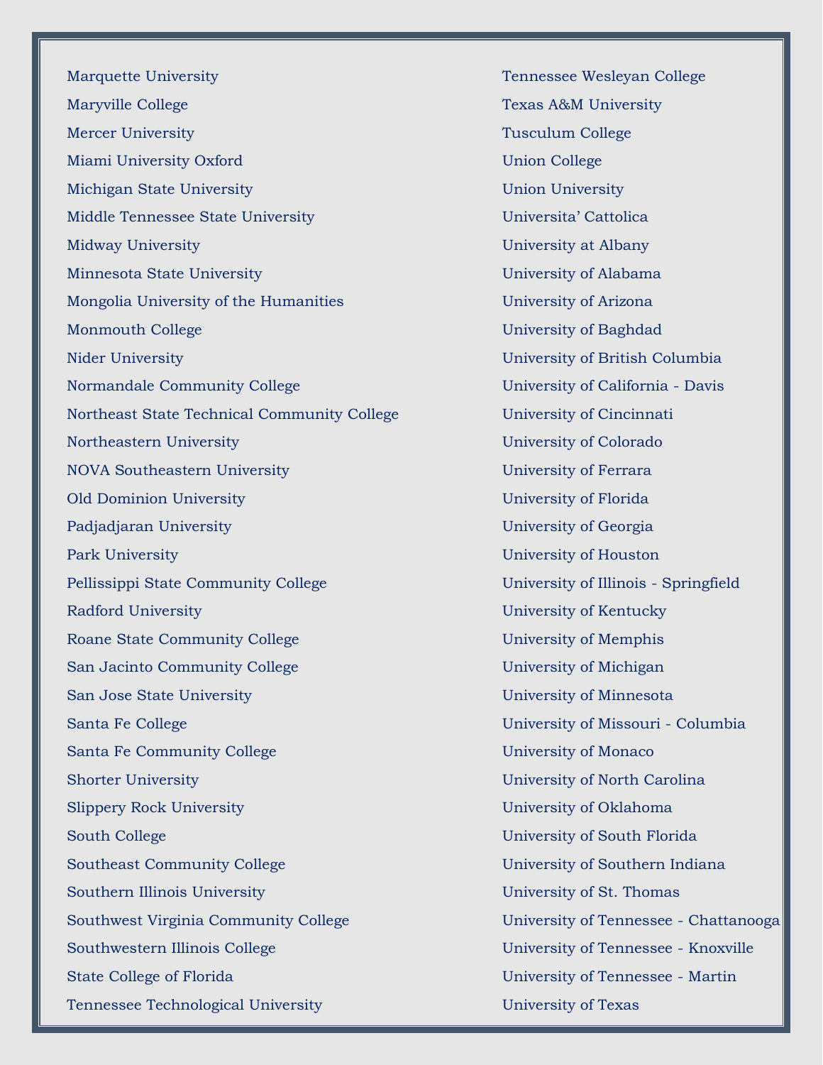Marquette University

Maryville College

Mercer University

Miami University Oxford

Michigan State University

Middle Tennessee State University

Midway University

Minnesota State University

Mongolia University of the Humanities

Monmouth College

Nider University

Normandale Community College

Northeast State Technical Community College

Northeastern University

NOVA Southeastern University

Old Dominion University

Padjadjaran University

Park University

Pellissippi State Community College

Radford University

Roane State Community College

San Jacinto Community College

San Jose State University

Santa Fe College

Santa Fe Community College

Shorter University

Slippery Rock University

South College

Southeast Community College

Southern Illinois University

Southwest Virginia Community College

Southwestern Illinois College

State College of Florida

Tennessee Technological University

Tennessee Wesleyan College

Texas A&M University

Tusculum College

Union College

Union University

Universita' Cattolica

University at Albany

University of Alabama

University of Arizona

University of Baghdad

University of British Columbia

University of California - Davis

University of Cincinnati

University of Colorado

University of Ferrara

University of Florida

University of Georgia

University of Houston

University of Illinois - Springfield

University of Kentucky

University of Memphis

University of Michigan

University of Minnesota

University of Missouri - Columbia

University of Monaco

University of North Carolina

University of Oklahoma

University of South Florida

University of Southern Indiana

University of St. Thomas

University of Tennessee - Chattanooga

University of Tennessee - Knoxville

University of Tennessee - Martin

University of Texas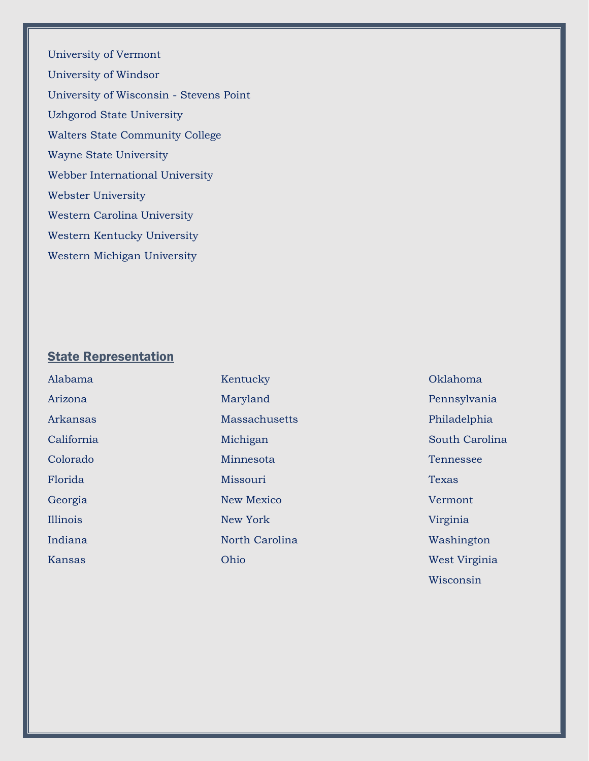University of Vermont

University of Windsor

University of Wisconsin - Stevens Point

Uzhgorod State University

Walters State Community College

Wayne State University

Webber International University

Webster University

Western Carolina University

Western Kentucky University

Western Michigan University

## State Representation

Alabama
Arizona
Arkansas
California
Colorado
Florida
Georgia
Illinois
Indiana
Kansas
Kentucky
Maryland
Massachusetts
Michigan
Minnesota
Missouri
New Mexico
New York
North Carolina
Ohio
Oklahoma
Pennsylvania
Philadelphia
South Carolina
Tennessee
Texas
Vermont
Virginia
Washington
West Virginia
Wisconsin